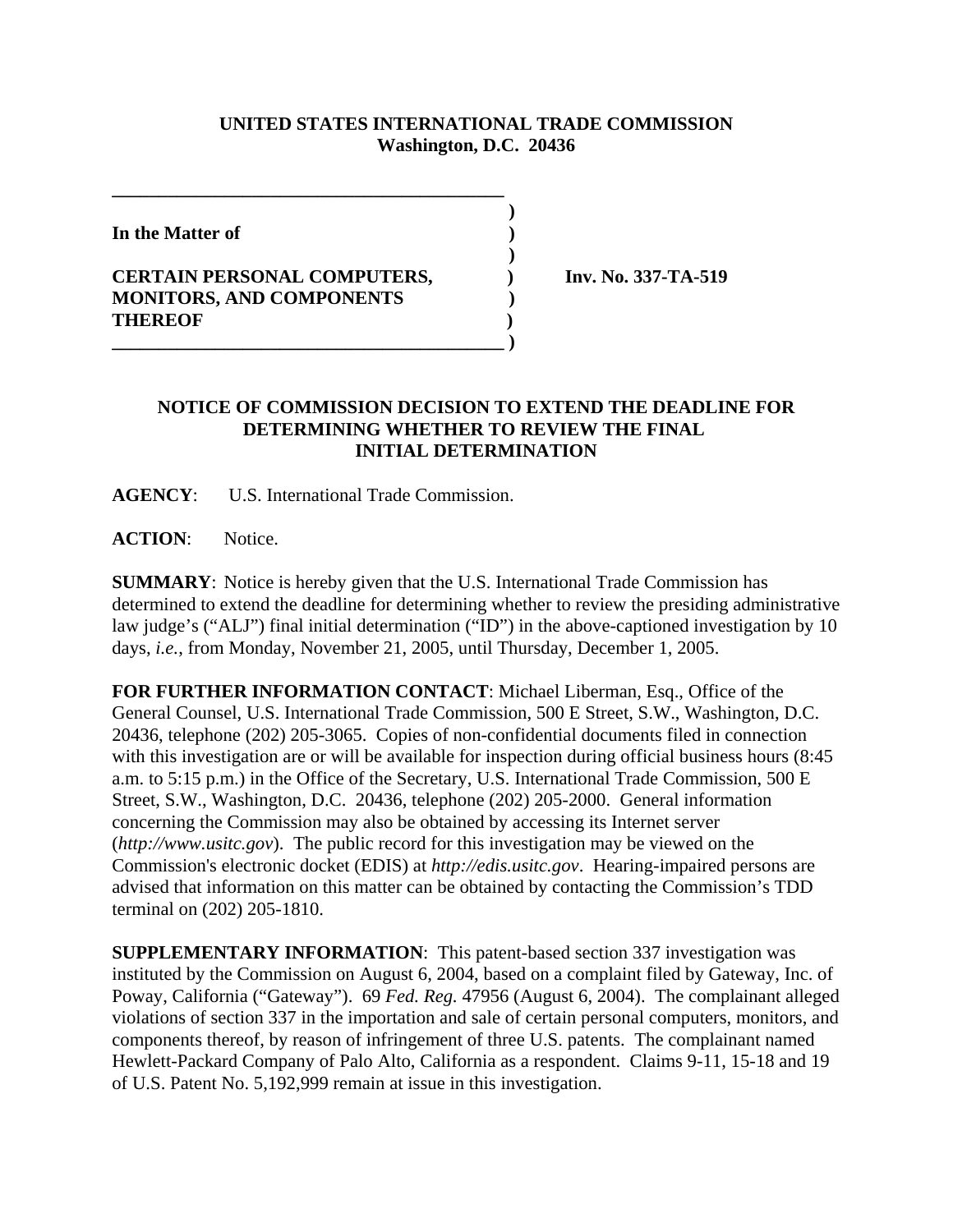**UNITED STATES INTERNATIONAL TRADE COMMISSION**
**Washington, D.C. 20436**

**In the Matter of**

**CERTAIN PERSONAL COMPUTERS, MONITORS, AND COMPONENTS THEREOF**

**Inv. No. 337-TA-519**

## NOTICE OF COMMISSION DECISION TO EXTEND THE DEADLINE FOR DETERMINING WHETHER TO REVIEW THE FINAL INITIAL DETERMINATION

**AGENCY**: U.S. International Trade Commission.

**ACTION**: Notice.

**SUMMARY**: Notice is hereby given that the U.S. International Trade Commission has determined to extend the deadline for determining whether to review the presiding administrative law judge's ("ALJ") final initial determination ("ID") in the above-captioned investigation by 10 days, *i.e.*, from Monday, November 21, 2005, until Thursday, December 1, 2005.

**FOR FURTHER INFORMATION CONTACT**: Michael Liberman, Esq., Office of the General Counsel, U.S. International Trade Commission, 500 E Street, S.W., Washington, D.C. 20436, telephone (202) 205-3065. Copies of non-confidential documents filed in connection with this investigation are or will be available for inspection during official business hours (8:45 a.m. to 5:15 p.m.) in the Office of the Secretary, U.S. International Trade Commission, 500 E Street, S.W., Washington, D.C. 20436, telephone (202) 205-2000. General information concerning the Commission may also be obtained by accessing its Internet server (*http://www.usitc.gov*). The public record for this investigation may be viewed on the Commission's electronic docket (EDIS) at *http://edis.usitc.gov*. Hearing-impaired persons are advised that information on this matter can be obtained by contacting the Commission's TDD terminal on (202) 205-1810.

**SUPPLEMENTARY INFORMATION**: This patent-based section 337 investigation was instituted by the Commission on August 6, 2004, based on a complaint filed by Gateway, Inc. of Poway, California ("Gateway"). 69 *Fed. Reg.* 47956 (August 6, 2004). The complainant alleged violations of section 337 in the importation and sale of certain personal computers, monitors, and components thereof, by reason of infringement of three U.S. patents. The complainant named Hewlett-Packard Company of Palo Alto, California as a respondent. Claims 9-11, 15-18 and 19 of U.S. Patent No. 5,192,999 remain at issue in this investigation.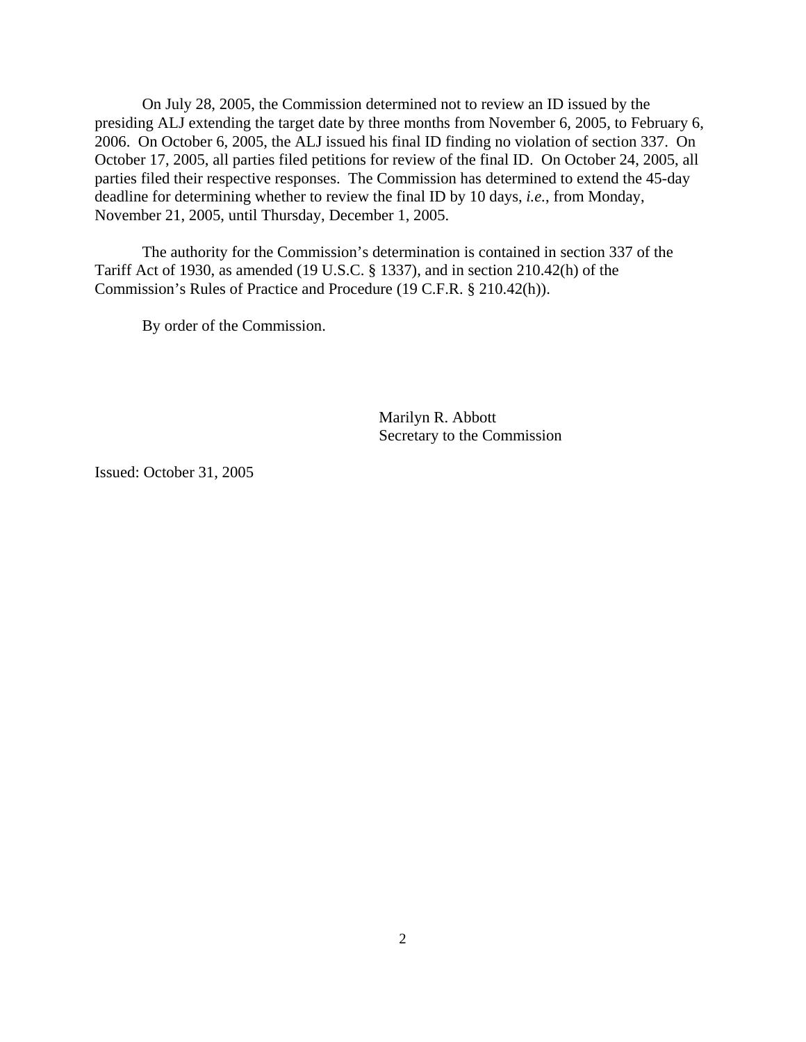On July 28, 2005, the Commission determined not to review an ID issued by the presiding ALJ extending the target date by three months from November 6, 2005, to February 6, 2006. On October 6, 2005, the ALJ issued his final ID finding no violation of section 337. On October 17, 2005, all parties filed petitions for review of the final ID. On October 24, 2005, all parties filed their respective responses. The Commission has determined to extend the 45-day deadline for determining whether to review the final ID by 10 days, *i.e.*, from Monday, November 21, 2005, until Thursday, December 1, 2005.

The authority for the Commission's determination is contained in section 337 of the Tariff Act of 1930, as amended (19 U.S.C. § 1337), and in section 210.42(h) of the Commission's Rules of Practice and Procedure (19 C.F.R. § 210.42(h)).

By order of the Commission.

Marilyn R. Abbott
Secretary to the Commission

Issued: October 31, 2005